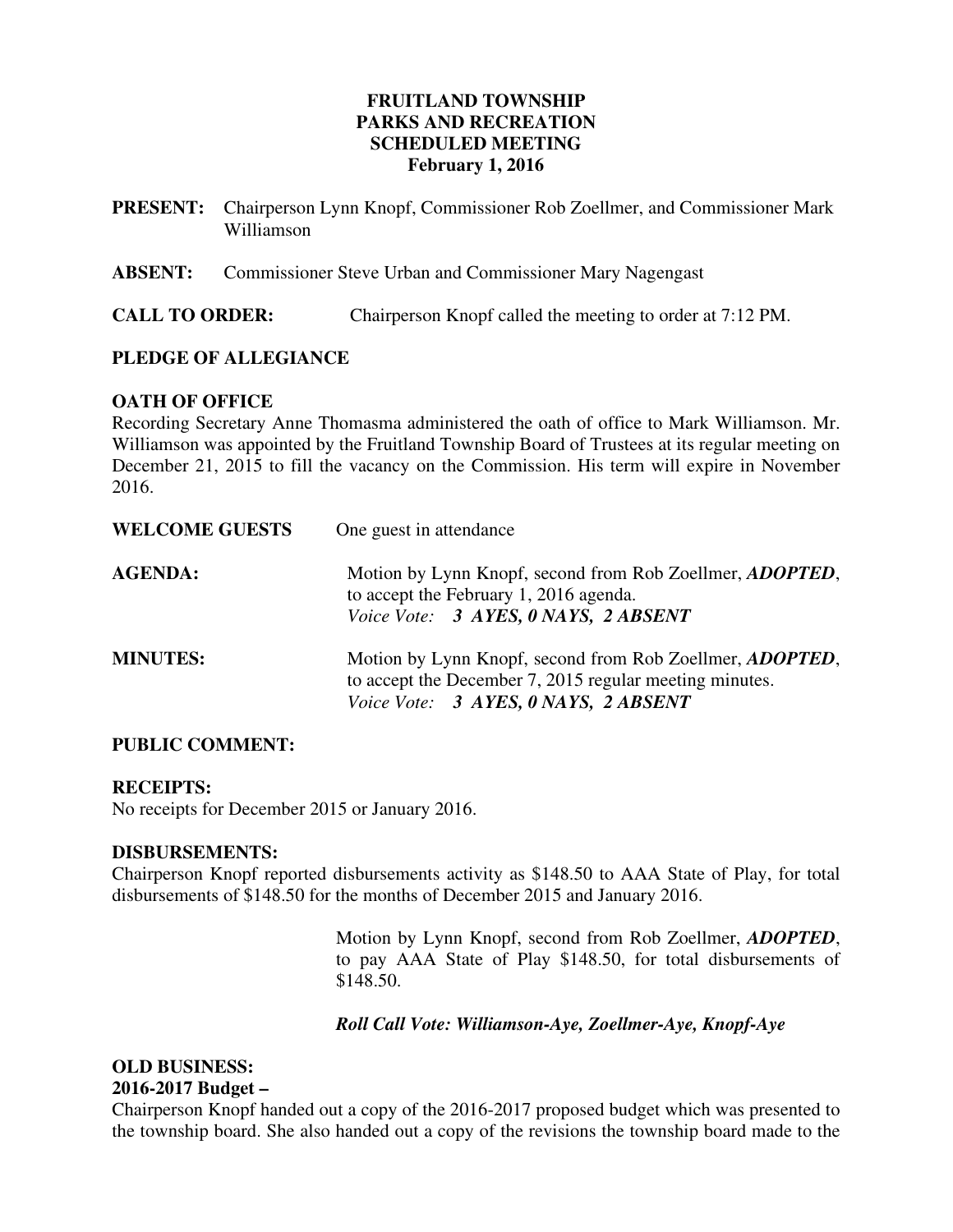**FRUITLAND TOWNSHIP**
**PARKS AND RECREATION**
**SCHEDULED MEETING**
**February 1, 2016**

**PRESENT:** Chairperson Lynn Knopf, Commissioner Rob Zoellmer, and Commissioner Mark Williamson

**ABSENT:** Commissioner Steve Urban and Commissioner Mary Nagengast

**CALL TO ORDER:** Chairperson Knopf called the meeting to order at 7:12 PM.

**PLEDGE OF ALLEGIANCE**

**OATH OF OFFICE**

Recording Secretary Anne Thomasma administered the oath of office to Mark Williamson. Mr. Williamson was appointed by the Fruitland Township Board of Trustees at its regular meeting on December 21, 2015 to fill the vacancy on the Commission. His term will expire in November 2016.

**WELCOME GUESTS** One guest in attendance

**AGENDA:** Motion by Lynn Knopf, second from Rob Zoellmer, ***ADOPTED***, to accept the February 1, 2016 agenda.
*Voice Vote:* ***3 AYES, 0 NAYS, 2 ABSENT***

**MINUTES:** Motion by Lynn Knopf, second from Rob Zoellmer, ***ADOPTED***, to accept the December 7, 2015 regular meeting minutes.
*Voice Vote:* ***3 AYES, 0 NAYS, 2 ABSENT***

**PUBLIC COMMENT:**

**RECEIPTS:**

No receipts for December 2015 or January 2016.

**DISBURSEMENTS:**

Chairperson Knopf reported disbursements activity as $148.50 to AAA State of Play, for total disbursements of $148.50 for the months of December 2015 and January 2016.

Motion by Lynn Knopf, second from Rob Zoellmer, ***ADOPTED***, to pay AAA State of Play $148.50, for total disbursements of $148.50.

***Roll Call Vote: Williamson-Aye, Zoellmer-Aye, Knopf-Aye***

**OLD BUSINESS:**

**2016-2017 Budget –**

Chairperson Knopf handed out a copy of the 2016-2017 proposed budget which was presented to the township board. She also handed out a copy of the revisions the township board made to the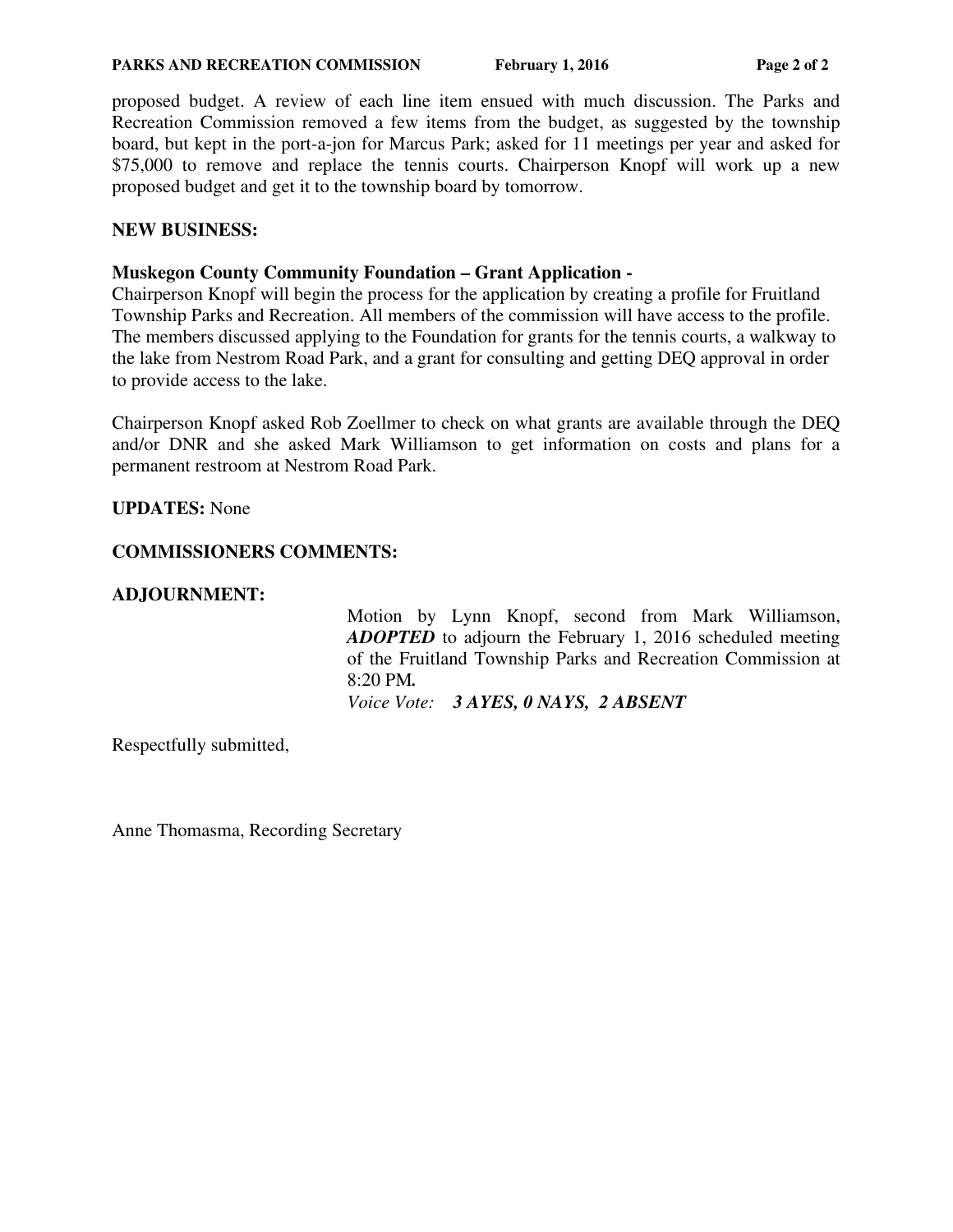proposed budget. A review of each line item ensued with much discussion. The Parks and Recreation Commission removed a few items from the budget, as suggested by the township board, but kept in the port-a-jon for Marcus Park; asked for 11 meetings per year and asked for $75,000 to remove and replace the tennis courts. Chairperson Knopf will work up a new proposed budget and get it to the township board by tomorrow.

**NEW BUSINESS:**

**Muskegon County Community Foundation – Grant Application -**

Chairperson Knopf will begin the process for the application by creating a profile for Fruitland Township Parks and Recreation. All members of the commission will have access to the profile. The members discussed applying to the Foundation for grants for the tennis courts, a walkway to the lake from Nestrom Road Park, and a grant for consulting and getting DEQ approval in order to provide access to the lake.

Chairperson Knopf asked Rob Zoellmer to check on what grants are available through the DEQ and/or DNR and she asked Mark Williamson to get information on costs and plans for a permanent restroom at Nestrom Road Park.

**UPDATES:** None

**COMMISSIONERS COMMENTS:**

**ADJOURNMENT:**

Motion by Lynn Knopf, second from Mark Williamson, ***ADOPTED*** to adjourn the February 1, 2016 scheduled meeting of the Fruitland Township Parks and Recreation Commission at 8:20 PM**.**

*Voice Vote:* ***3 AYES, 0 NAYS, 2 ABSENT***

Respectfully submitted,

Anne Thomasma, Recording Secretary